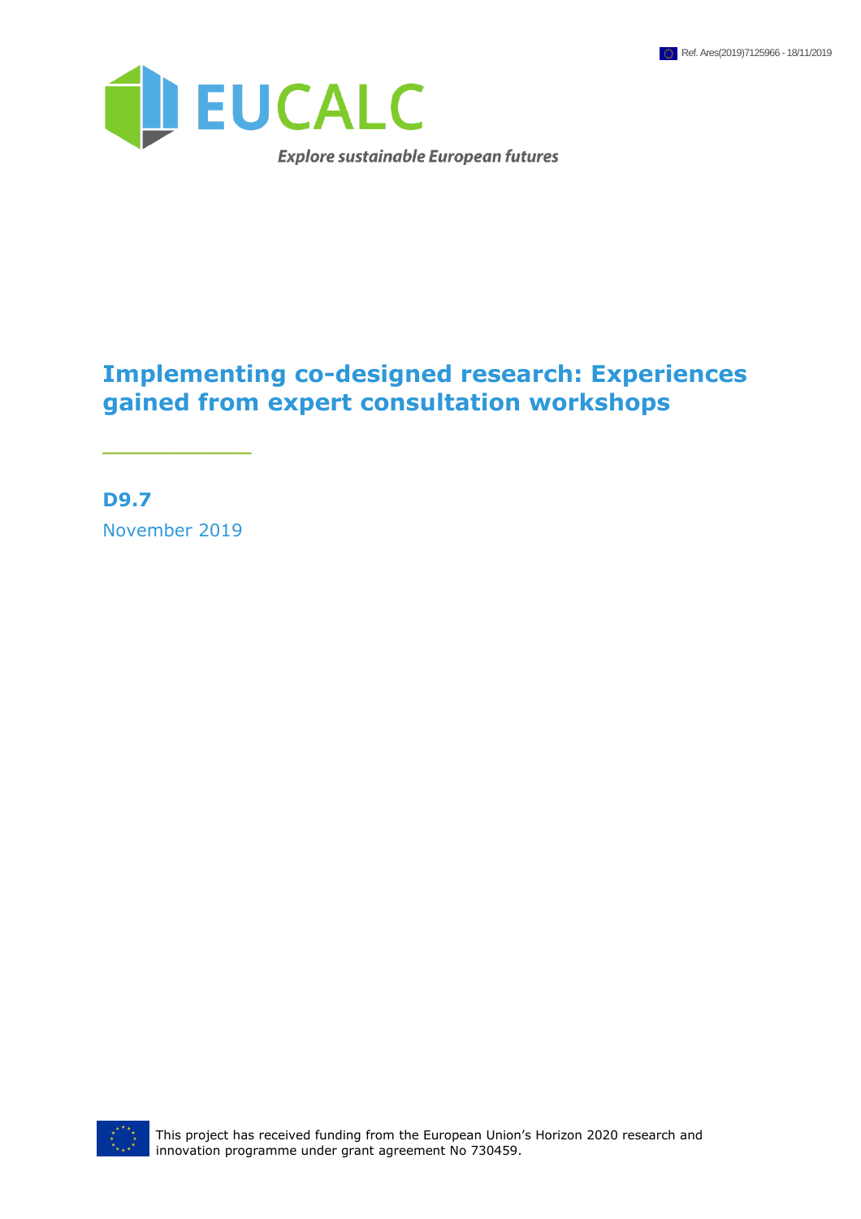Ref. Ares(2019)7125966 - 18/11/2019

EUCALC

*Explore sustainable European futures*

# Implementing co-designed research: Experiences gained from expert consultation workshops

**D9.7**

November 2019

This project has received funding from the European Union's Horizon 2020 research and innovation programme under grant agreement No 730459.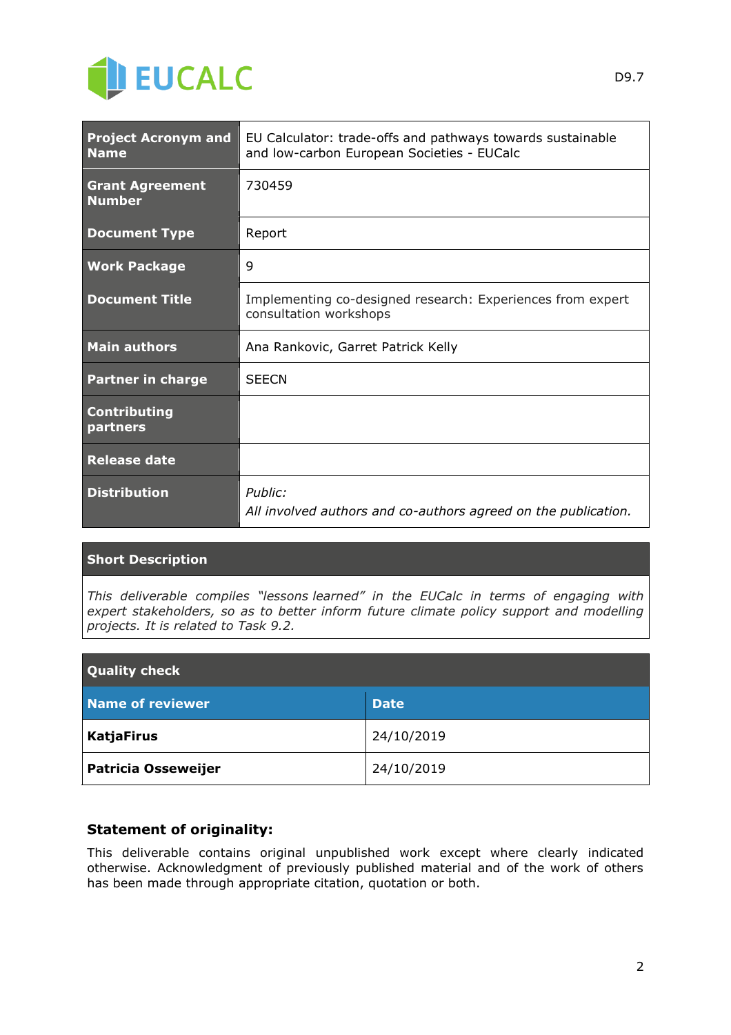| | |
|---|---|
| **Project Acronym and Name** | EU Calculator: trade-offs and pathways towards sustainable and low-carbon European Societies - EUCalc |
| **Grant Agreement Number** | 730459 |
| **Document Type** | Report |
| **Work Package** | 9 |
| **Document Title** | Implementing co-designed research: Experiences from expert consultation workshops |
| **Main authors** | Ana Rankovic, Garret Patrick Kelly |
| **Partner in charge** | SEECN |
| **Contributing partners** | |
| **Release date** | |
| **Distribution** | *Public:* *All involved authors and co-authors agreed on the publication.* |

| **Short Description** |
|---|
| *This deliverable compiles "lessons learned" in the EUCalc in terms of engaging with expert stakeholders, so as to better inform future climate policy support and modelling projects. It is related to Task 9.2.* |

| **Quality check** | |
|---|---|
| **Name of reviewer** | **Date** |
| **KatjaFirus** | 24/10/2019 |
| **Patricia Osseweijer** | 24/10/2019 |

### Statement of originality:

This deliverable contains original unpublished work except where clearly indicated otherwise. Acknowledgment of previously published material and of the work of others has been made through appropriate citation, quotation or both.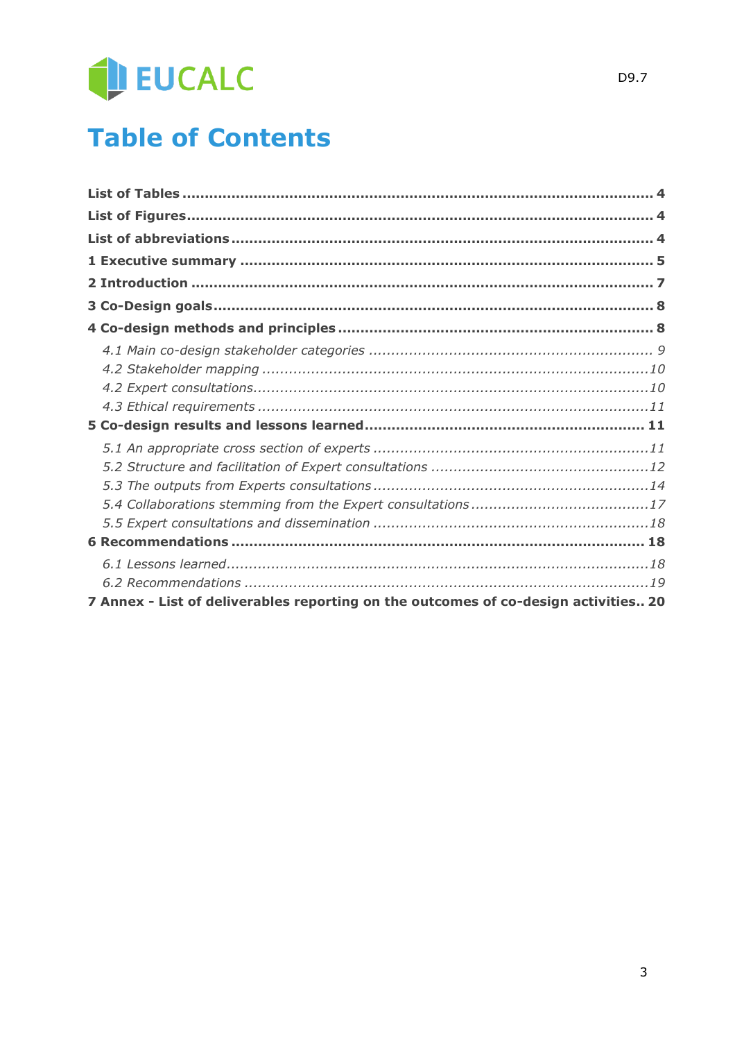# Table of Contents

**List of Tables** ........................................................................................................ **4**

**List of Figures** ........................................................................................................ **4**

**List of abbreviations** ................................................................................................ **4**

**1 Executive summary** ................................................................................................ **5**

**2 Introduction** ............................................................................................................ **7**

**3 Co-Design goals** ...................................................................................................... **8**

**4 Co-design methods and principles** ........................................................................ **8**

*4.1 Main co-design stakeholder categories* ............................................................... *9*

*4.2 Stakeholder mapping* ............................................................................................ *10*

*4.2 Expert consultations* .............................................................................................. *10*

*4.3 Ethical requirements* ............................................................................................. *11*

**5 Co-design results and lessons learned** ................................................................ **11**

*5.1 An appropriate cross section of experts* ............................................................... *11*

*5.2 Structure and facilitation of Expert consultations* ................................................ *12*

*5.3 The outputs from Experts consultations* ............................................................... *14*

*5.4 Collaborations stemming from the Expert consultations* ...................................... *17*

*5.5 Expert consultations and dissemination* ............................................................... *18*

**6 Recommendations** .................................................................................................. **18**

*6.1 Lessons learned* ..................................................................................................... *18*

*6.2 Recommendations* ................................................................................................. *19*

**7 Annex - List of deliverables reporting on the outcomes of co-design activities.. 20**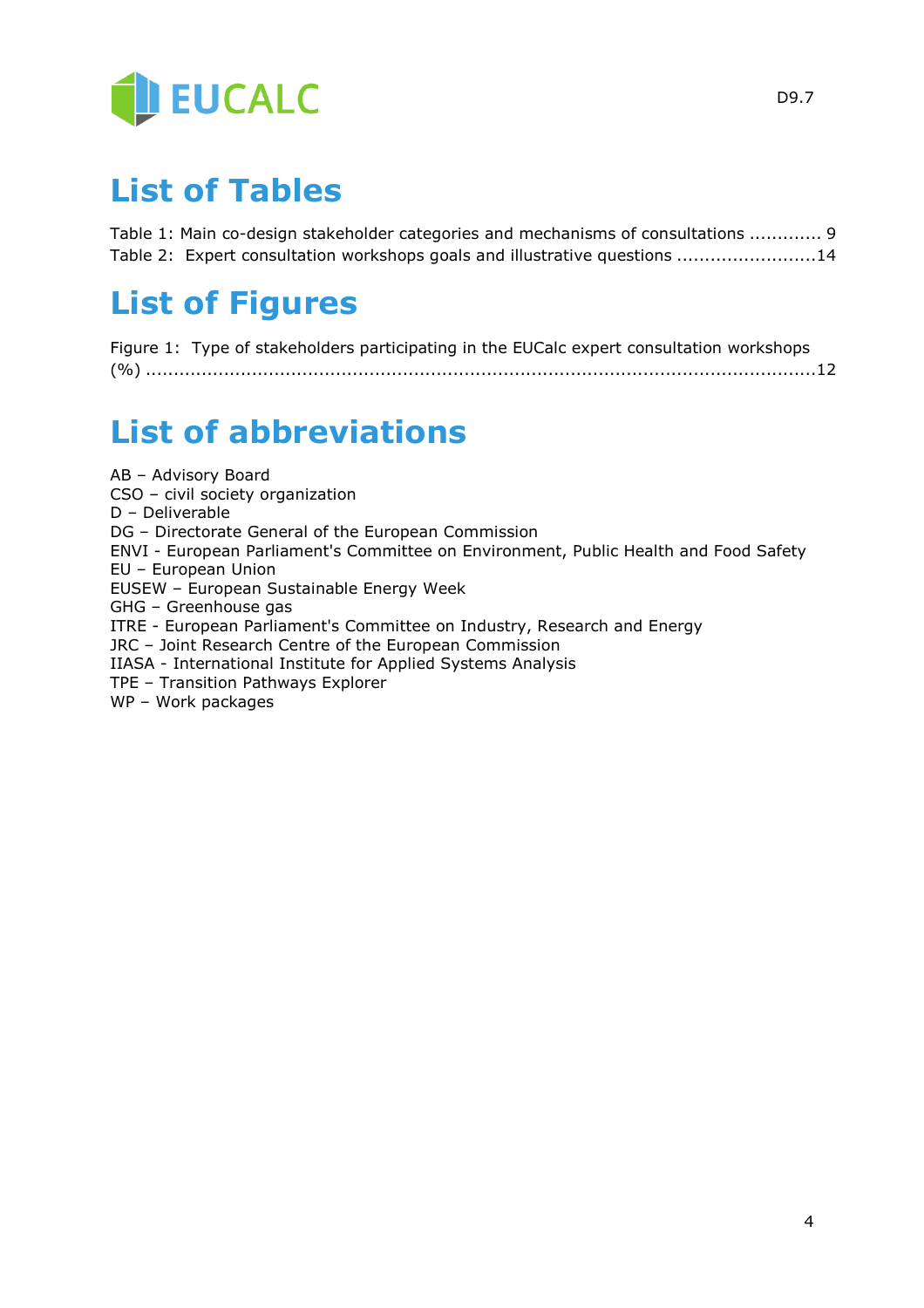# List of Tables

Table 1: Main co-design stakeholder categories and mechanisms of consultations ............. 9
Table 2: Expert consultation workshops goals and illustrative questions .........................14

# List of Figures

Figure 1: Type of stakeholders participating in the EUCalc expert consultation workshops (%) ..........................................................................................................................12

# List of abbreviations

AB – Advisory Board
CSO – civil society organization
D – Deliverable
DG – Directorate General of the European Commission
ENVI - European Parliament's Committee on Environment, Public Health and Food Safety
EU – European Union
EUSEW – European Sustainable Energy Week
GHG – Greenhouse gas
ITRE - European Parliament's Committee on Industry, Research and Energy
JRC – Joint Research Centre of the European Commission
IIASA - International Institute for Applied Systems Analysis
TPE – Transition Pathways Explorer
WP – Work packages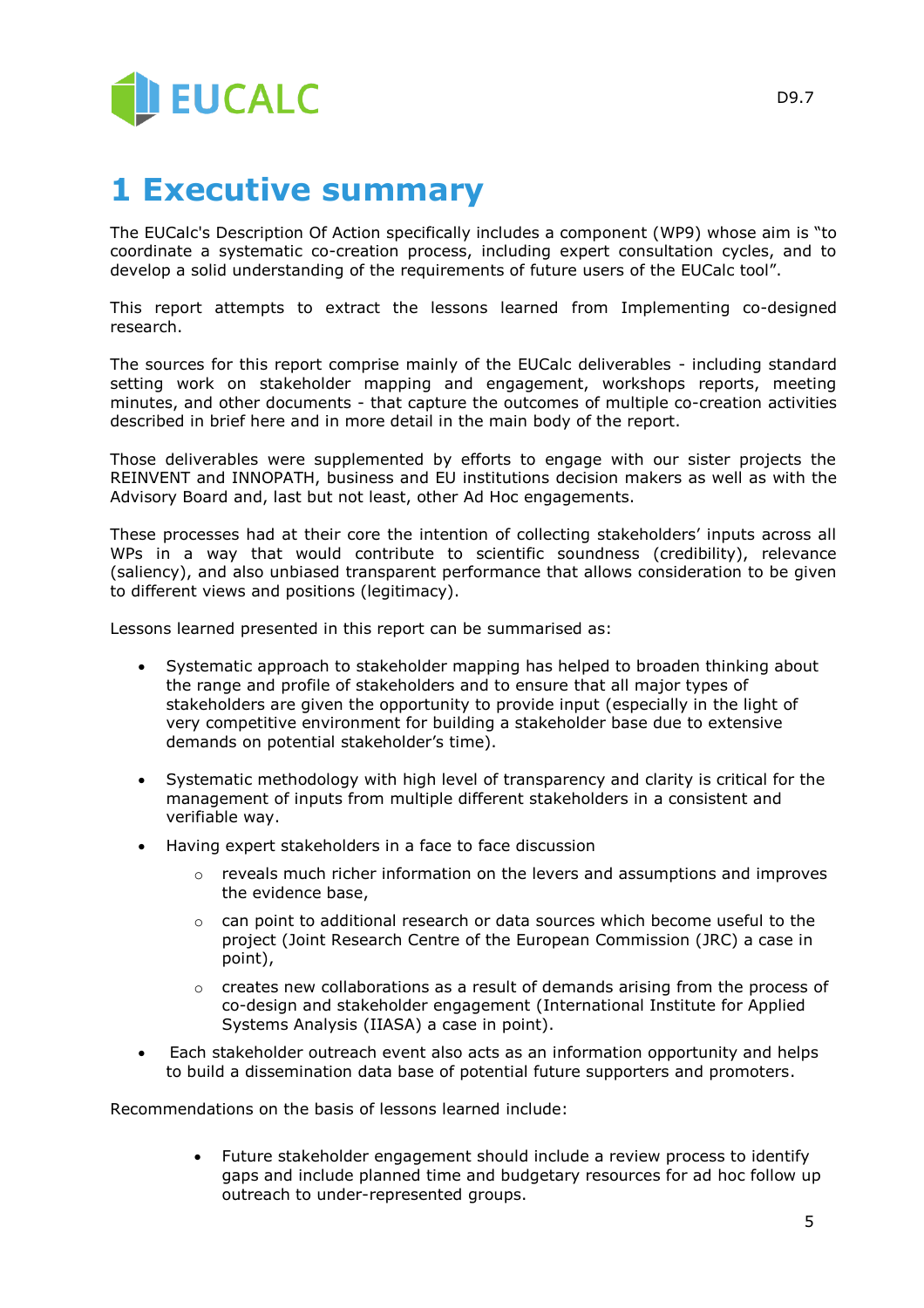# 1 Executive summary

The EUCalc's Description Of Action specifically includes a component (WP9) whose aim is "to coordinate a systematic co-creation process, including expert consultation cycles, and to develop a solid understanding of the requirements of future users of the EUCalc tool".

This report attempts to extract the lessons learned from Implementing co-designed research.

The sources for this report comprise mainly of the EUCalc deliverables - including standard setting work on stakeholder mapping and engagement, workshops reports, meeting minutes, and other documents - that capture the outcomes of multiple co-creation activities described in brief here and in more detail in the main body of the report.

Those deliverables were supplemented by efforts to engage with our sister projects the REINVENT and INNOPATH, business and EU institutions decision makers as well as with the Advisory Board and, last but not least, other Ad Hoc engagements.

These processes had at their core the intention of collecting stakeholders' inputs across all WPs in a way that would contribute to scientific soundness (credibility), relevance (saliency), and also unbiased transparent performance that allows consideration to be given to different views and positions (legitimacy).

Lessons learned presented in this report can be summarised as:

- Systematic approach to stakeholder mapping has helped to broaden thinking about the range and profile of stakeholders and to ensure that all major types of stakeholders are given the opportunity to provide input (especially in the light of very competitive environment for building a stakeholder base due to extensive demands on potential stakeholder's time).
- Systematic methodology with high level of transparency and clarity is critical for the management of inputs from multiple different stakeholders in a consistent and verifiable way.
- Having expert stakeholders in a face to face discussion
    - reveals much richer information on the levers and assumptions and improves the evidence base,
    - can point to additional research or data sources which become useful to the project (Joint Research Centre of the European Commission (JRC) a case in point),
    - creates new collaborations as a result of demands arising from the process of co-design and stakeholder engagement (International Institute for Applied Systems Analysis (IIASA) a case in point).
- Each stakeholder outreach event also acts as an information opportunity and helps to build a dissemination data base of potential future supporters and promoters.

Recommendations on the basis of lessons learned include:

- Future stakeholder engagement should include a review process to identify gaps and include planned time and budgetary resources for ad hoc follow up outreach to under-represented groups.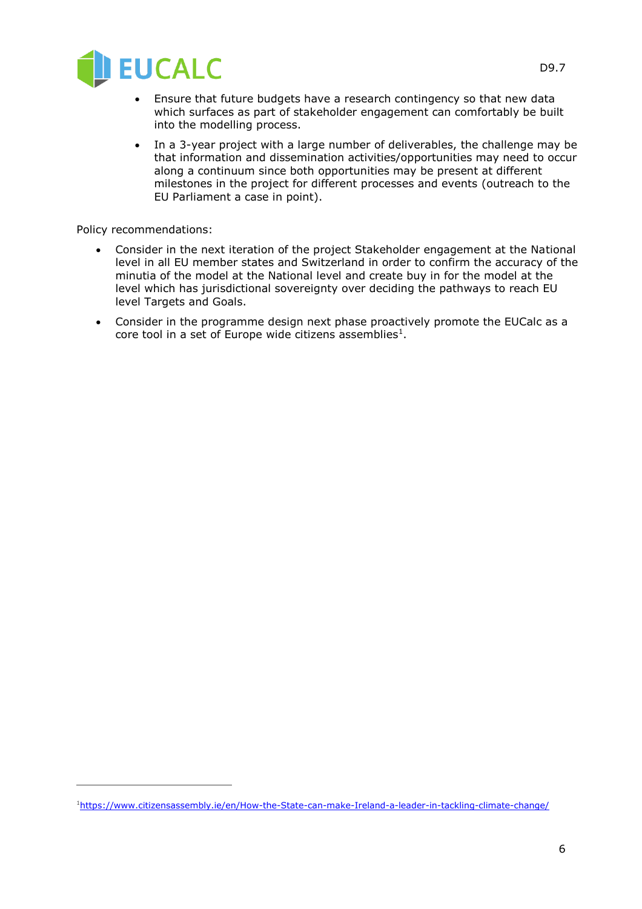- Ensure that future budgets have a research contingency so that new data which surfaces as part of stakeholder engagement can comfortably be built into the modelling process.
- In a 3-year project with a large number of deliverables, the challenge may be that information and dissemination activities/opportunities may need to occur along a continuum since both opportunities may be present at different milestones in the project for different processes and events (outreach to the EU Parliament a case in point).

Policy recommendations:

- Consider in the next iteration of the project Stakeholder engagement at the National level in all EU member states and Switzerland in order to confirm the accuracy of the minutia of the model at the National level and create buy in for the model at the level which has jurisdictional sovereignty over deciding the pathways to reach EU level Targets and Goals.
- Consider in the programme design next phase proactively promote the EUCalc as a core tool in a set of Europe wide citizens assemblies[1].

[1] https://www.citizensassembly.ie/en/How-the-State-can-make-Ireland-a-leader-in-tackling-climate-change/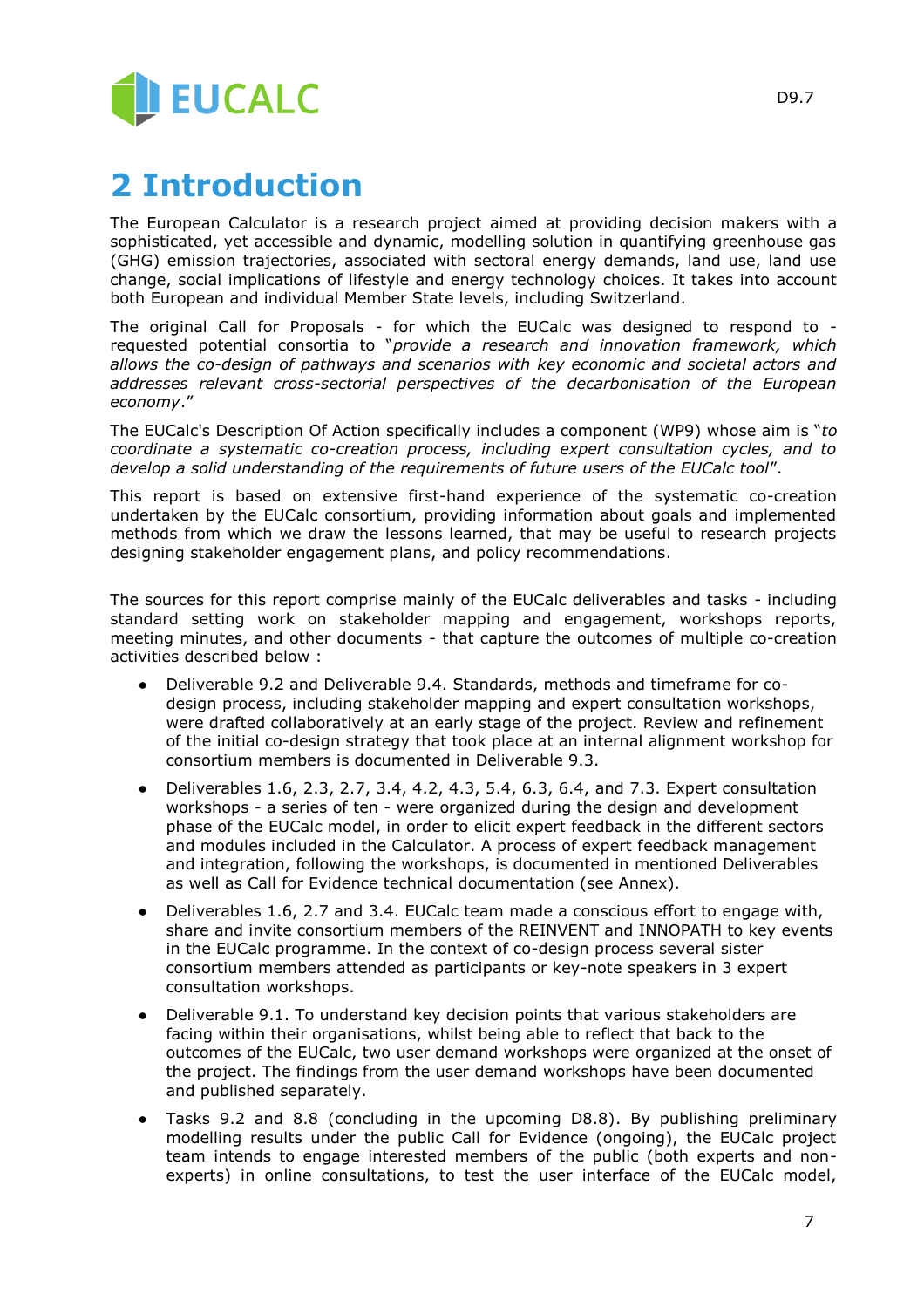# 2 Introduction

The European Calculator is a research project aimed at providing decision makers with a sophisticated, yet accessible and dynamic, modelling solution in quantifying greenhouse gas (GHG) emission trajectories, associated with sectoral energy demands, land use, land use change, social implications of lifestyle and energy technology choices. It takes into account both European and individual Member State levels, including Switzerland.

The original Call for Proposals - for which the EUCalc was designed to respond to - requested potential consortia to "*provide a research and innovation framework, which allows the co-design of pathways and scenarios with key economic and societal actors and addresses relevant cross-sectorial perspectives of the decarbonisation of the European economy*."

The EUCalc's Description Of Action specifically includes a component (WP9) whose aim is "*to coordinate a systematic co-creation process, including expert consultation cycles, and to develop a solid understanding of the requirements of future users of the EUCalc tool*".

This report is based on extensive first-hand experience of the systematic co-creation undertaken by the EUCalc consortium, providing information about goals and implemented methods from which we draw the lessons learned, that may be useful to research projects designing stakeholder engagement plans, and policy recommendations.

The sources for this report comprise mainly of the EUCalc deliverables and tasks - including standard setting work on stakeholder mapping and engagement, workshops reports, meeting minutes, and other documents - that capture the outcomes of multiple co-creation activities described below :

- Deliverable 9.2 and Deliverable 9.4. Standards, methods and timeframe for co-design process, including stakeholder mapping and expert consultation workshops, were drafted collaboratively at an early stage of the project. Review and refinement of the initial co-design strategy that took place at an internal alignment workshop for consortium members is documented in Deliverable 9.3.
- Deliverables 1.6, 2.3, 2.7, 3.4, 4.2, 4.3, 5.4, 6.3, 6.4, and 7.3. Expert consultation workshops - a series of ten - were organized during the design and development phase of the EUCalc model, in order to elicit expert feedback in the different sectors and modules included in the Calculator. A process of expert feedback management and integration, following the workshops, is documented in mentioned Deliverables as well as Call for Evidence technical documentation (see Annex).
- Deliverables 1.6, 2.7 and 3.4. EUCalc team made a conscious effort to engage with, share and invite consortium members of the REINVENT and INNOPATH to key events in the EUCalc programme. In the context of co-design process several sister consortium members attended as participants or key-note speakers in 3 expert consultation workshops.
- Deliverable 9.1. To understand key decision points that various stakeholders are facing within their organisations, whilst being able to reflect that back to the outcomes of the EUCalc, two user demand workshops were organized at the onset of the project. The findings from the user demand workshops have been documented and published separately.
- Tasks 9.2 and 8.8 (concluding in the upcoming D8.8). By publishing preliminary modelling results under the public Call for Evidence (ongoing), the EUCalc project team intends to engage interested members of the public (both experts and non-experts) in online consultations, to test the user interface of the EUCalc model,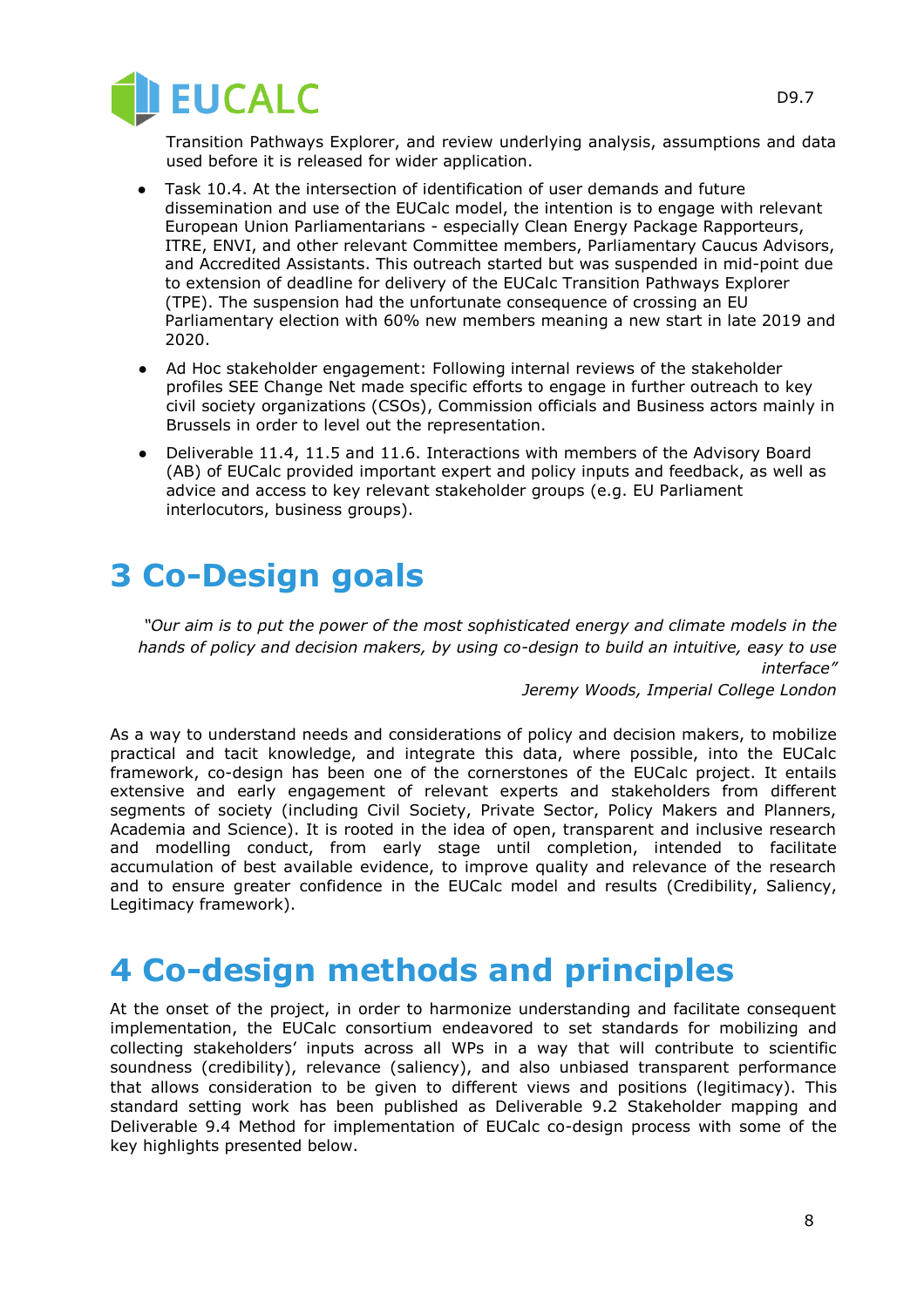Transition Pathways Explorer, and review underlying analysis, assumptions and data used before it is released for wider application.

- Task 10.4. At the intersection of identification of user demands and future dissemination and use of the EUCalc model, the intention is to engage with relevant European Union Parliamentarians - especially Clean Energy Package Rapporteurs, ITRE, ENVI, and other relevant Committee members, Parliamentary Caucus Advisors, and Accredited Assistants. This outreach started but was suspended in mid-point due to extension of deadline for delivery of the EUCalc Transition Pathways Explorer (TPE). The suspension had the unfortunate consequence of crossing an EU Parliamentary election with 60% new members meaning a new start in late 2019 and 2020.
- Ad Hoc stakeholder engagement: Following internal reviews of the stakeholder profiles SEE Change Net made specific efforts to engage in further outreach to key civil society organizations (CSOs), Commission officials and Business actors mainly in Brussels in order to level out the representation.
- Deliverable 11.4, 11.5 and 11.6. Interactions with members of the Advisory Board (AB) of EUCalc provided important expert and policy inputs and feedback, as well as advice and access to key relevant stakeholder groups (e.g. EU Parliament interlocutors, business groups).

# 3 Co-Design goals

> *"Our aim is to put the power of the most sophisticated energy and climate models in the hands of policy and decision makers, by using co-design to build an intuitive, easy to use interface"*
>
> *Jeremy Woods, Imperial College London*

As a way to understand needs and considerations of policy and decision makers, to mobilize practical and tacit knowledge, and integrate this data, where possible, into the EUCalc framework, co-design has been one of the cornerstones of the EUCalc project. It entails extensive and early engagement of relevant experts and stakeholders from different segments of society (including Civil Society, Private Sector, Policy Makers and Planners, Academia and Science). It is rooted in the idea of open, transparent and inclusive research and modelling conduct, from early stage until completion, intended to facilitate accumulation of best available evidence, to improve quality and relevance of the research and to ensure greater confidence in the EUCalc model and results (Credibility, Saliency, Legitimacy framework).

# 4 Co-design methods and principles

At the onset of the project, in order to harmonize understanding and facilitate consequent implementation, the EUCalc consortium endeavored to set standards for mobilizing and collecting stakeholders' inputs across all WPs in a way that will contribute to scientific soundness (credibility), relevance (saliency), and also unbiased transparent performance that allows consideration to be given to different views and positions (legitimacy). This standard setting work has been published as Deliverable 9.2 Stakeholder mapping and Deliverable 9.4 Method for implementation of EUCalc co-design process with some of the key highlights presented below.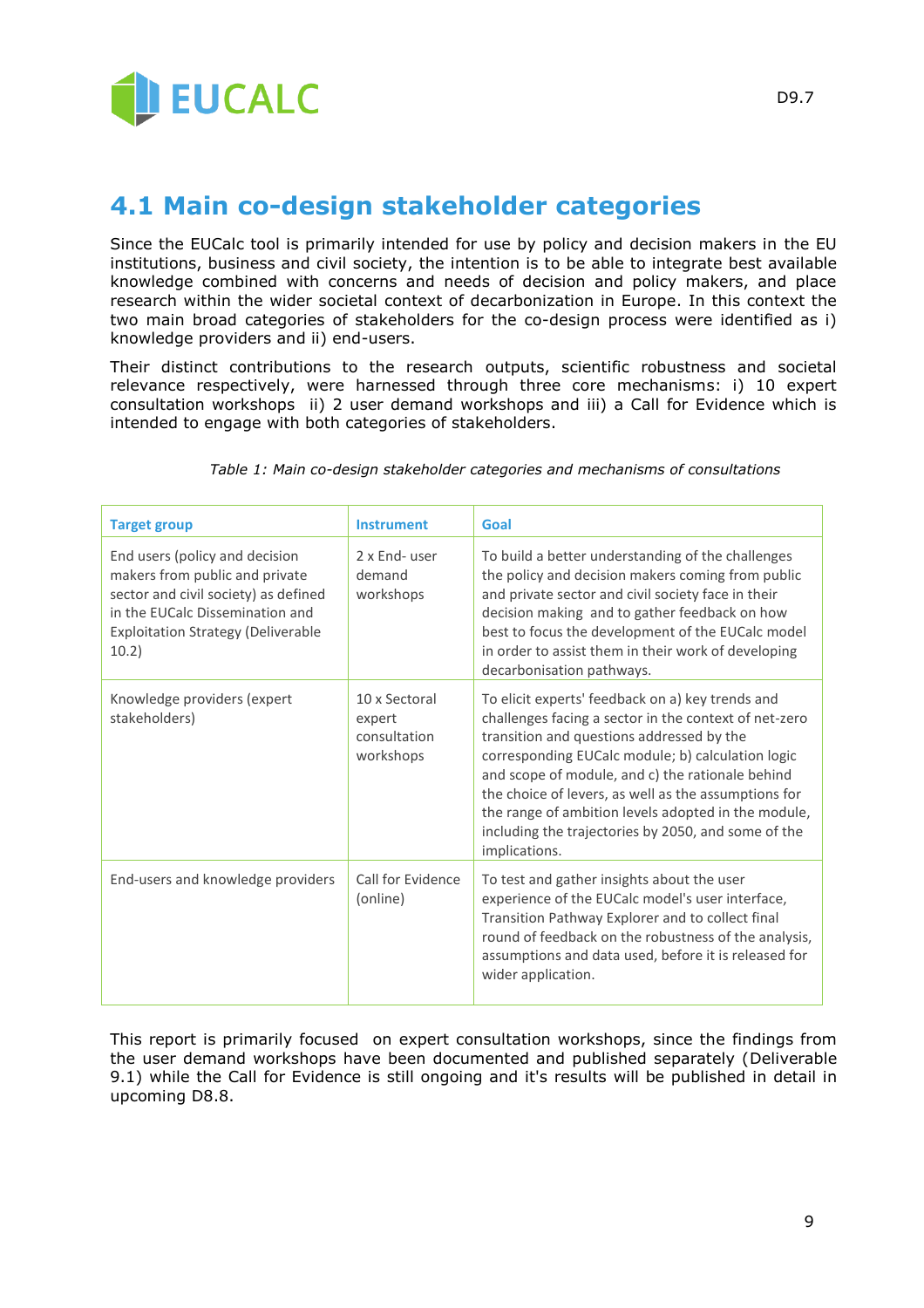## 4.1 Main co-design stakeholder categories

Since the EUCalc tool is primarily intended for use by policy and decision makers in the EU institutions, business and civil society, the intention is to be able to integrate best available knowledge combined with concerns and needs of decision and policy makers, and place research within the wider societal context of decarbonization in Europe. In this context the two main broad categories of stakeholders for the co-design process were identified as i) knowledge providers and ii) end-users.

Their distinct contributions to the research outputs, scientific robustness and societal relevance respectively, were harnessed through three core mechanisms: i) 10 expert consultation workshops ii) 2 user demand workshops and iii) a Call for Evidence which is intended to engage with both categories of stakeholders.

*Table 1: Main co-design stakeholder categories and mechanisms of consultations*

| Target group | Instrument | Goal |
| --- | --- | --- |
| End users (policy and decision makers from public and private sector and civil society) as defined in the EUCalc Dissemination and Exploitation Strategy (Deliverable 10.2) | 2 x End- user demand workshops | To build a better understanding of the challenges the policy and decision makers coming from public and private sector and civil society face in their decision making and to gather feedback on how best to focus the development of the EUCalc model in order to assist them in their work of developing decarbonisation pathways. |
| Knowledge providers (expert stakeholders) | 10 x Sectoral expert consultation workshops | To elicit experts' feedback on a) key trends and challenges facing a sector in the context of net-zero transition and questions addressed by the corresponding EUCalc module; b) calculation logic and scope of module, and c) the rationale behind the choice of levers, as well as the assumptions for the range of ambition levels adopted in the module, including the trajectories by 2050, and some of the implications. |
| End-users and knowledge providers | Call for Evidence (online) | To test and gather insights about the user experience of the EUCalc model's user interface, Transition Pathway Explorer and to collect final round of feedback on the robustness of the analysis, assumptions and data used, before it is released for wider application. |

This report is primarily focused on expert consultation workshops, since the findings from the user demand workshops have been documented and published separately (Deliverable 9.1) while the Call for Evidence is still ongoing and it's results will be published in detail in upcoming D8.8.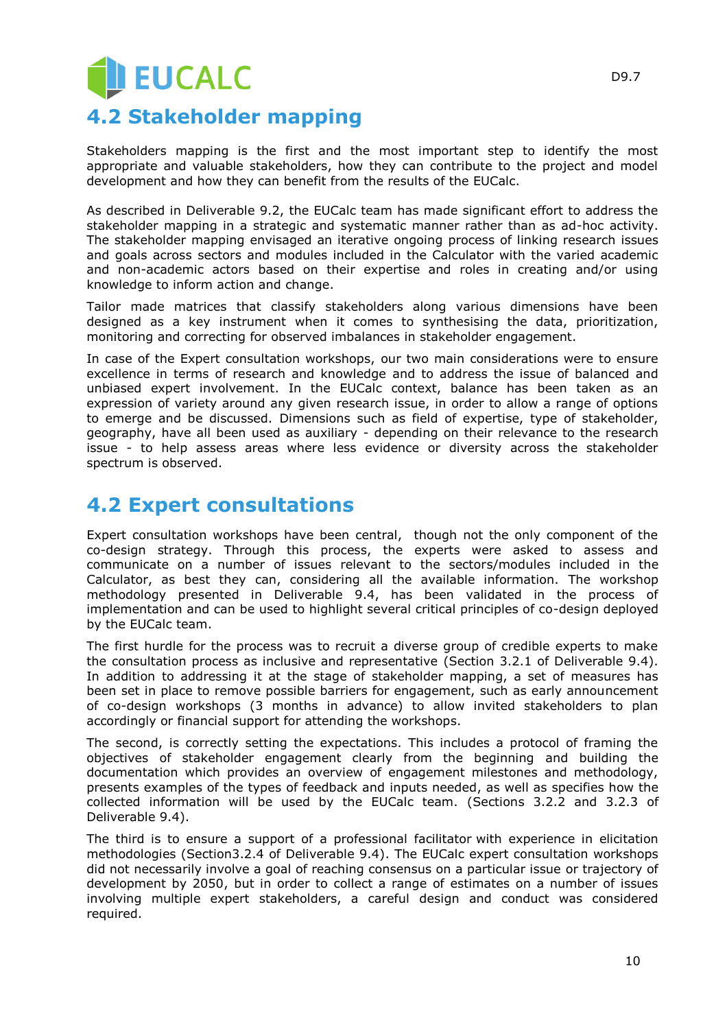## 4.2 Stakeholder mapping

Stakeholders mapping is the first and the most important step to identify the most appropriate and valuable stakeholders, how they can contribute to the project and model development and how they can benefit from the results of the EUCalc.

As described in Deliverable 9.2, the EUCalc team has made significant effort to address the stakeholder mapping in a strategic and systematic manner rather than as ad-hoc activity. The stakeholder mapping envisaged an iterative ongoing process of linking research issues and goals across sectors and modules included in the Calculator with the varied academic and non-academic actors based on their expertise and roles in creating and/or using knowledge to inform action and change.

Tailor made matrices that classify stakeholders along various dimensions have been designed as a key instrument when it comes to synthesising the data, prioritization, monitoring and correcting for observed imbalances in stakeholder engagement.

In case of the Expert consultation workshops, our two main considerations were to ensure excellence in terms of research and knowledge and to address the issue of balanced and unbiased expert involvement. In the EUCalc context, balance has been taken as an expression of variety around any given research issue, in order to allow a range of options to emerge and be discussed. Dimensions such as field of expertise, type of stakeholder, geography, have all been used as auxiliary - depending on their relevance to the research issue - to help assess areas where less evidence or diversity across the stakeholder spectrum is observed.

## 4.2 Expert consultations

Expert consultation workshops have been central, though not the only component of the co-design strategy. Through this process, the experts were asked to assess and communicate on a number of issues relevant to the sectors/modules included in the Calculator, as best they can, considering all the available information. The workshop methodology presented in Deliverable 9.4, has been validated in the process of implementation and can be used to highlight several critical principles of co-design deployed by the EUCalc team.

The first hurdle for the process was to recruit a diverse group of credible experts to make the consultation process as inclusive and representative (Section 3.2.1 of Deliverable 9.4). In addition to addressing it at the stage of stakeholder mapping, a set of measures has been set in place to remove possible barriers for engagement, such as early announcement of co-design workshops (3 months in advance) to allow invited stakeholders to plan accordingly or financial support for attending the workshops.

The second, is correctly setting the expectations. This includes a protocol of framing the objectives of stakeholder engagement clearly from the beginning and building the documentation which provides an overview of engagement milestones and methodology, presents examples of the types of feedback and inputs needed, as well as specifies how the collected information will be used by the EUCalc team. (Sections 3.2.2 and 3.2.3 of Deliverable 9.4).

The third is to ensure a support of a professional facilitator with experience in elicitation methodologies (Section3.2.4 of Deliverable 9.4). The EUCalc expert consultation workshops did not necessarily involve a goal of reaching consensus on a particular issue or trajectory of development by 2050, but in order to collect a range of estimates on a number of issues involving multiple expert stakeholders, a careful design and conduct was considered required.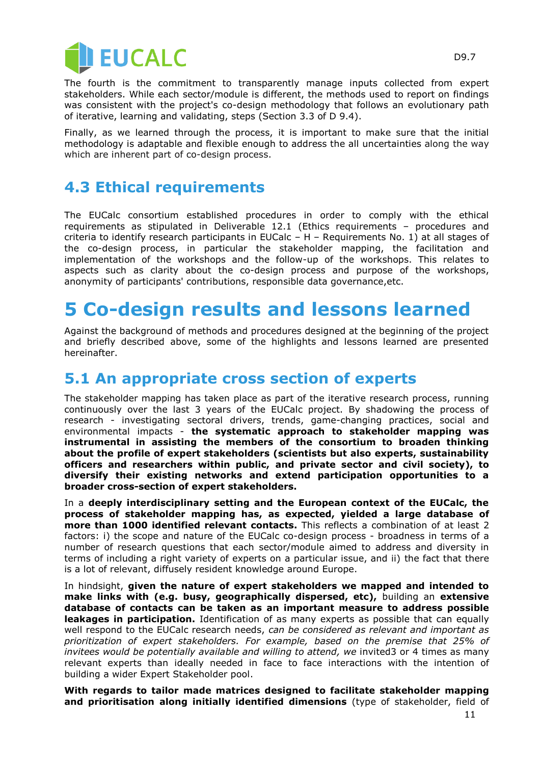The fourth is the commitment to transparently manage inputs collected from expert stakeholders. While each sector/module is different, the methods used to report on findings was consistent with the project's co-design methodology that follows an evolutionary path of iterative, learning and validating, steps (Section 3.3 of D 9.4).

Finally, as we learned through the process, it is important to make sure that the initial methodology is adaptable and flexible enough to address the all uncertainties along the way which are inherent part of co-design process.

## 4.3 Ethical requirements

The EUCalc consortium established procedures in order to comply with the ethical requirements as stipulated in Deliverable 12.1 (Ethics requirements – procedures and criteria to identify research participants in EUCalc – H – Requirements No. 1) at all stages of the co-design process, in particular the stakeholder mapping, the facilitation and implementation of the workshops and the follow-up of the workshops. This relates to aspects such as clarity about the co-design process and purpose of the workshops, anonymity of participants' contributions, responsible data governance,etc.

# 5 Co-design results and lessons learned

Against the background of methods and procedures designed at the beginning of the project and briefly described above, some of the highlights and lessons learned are presented hereinafter.

## 5.1 An appropriate cross section of experts

The stakeholder mapping has taken place as part of the iterative research process, running continuously over the last 3 years of the EUCalc project. By shadowing the process of research - investigating sectoral drivers, trends, game-changing practices, social and environmental impacts - **the systematic approach to stakeholder mapping was instrumental in assisting the members of the consortium to broaden thinking about the profile of expert stakeholders (scientists but also experts, sustainability officers and researchers within public, and private sector and civil society), to diversify their existing networks and extend participation opportunities to a broader cross-section of expert stakeholders.**

In a **deeply interdisciplinary setting and the European context of the EUCalc, the process of stakeholder mapping has, as expected, yielded a large database of more than 1000 identified relevant contacts.** This reflects a combination of at least 2 factors: i) the scope and nature of the EUCalc co-design process - broadness in terms of a number of research questions that each sector/module aimed to address and diversity in terms of including a right variety of experts on a particular issue, and ii) the fact that there is a lot of relevant, diffusely resident knowledge around Europe.

In hindsight, **given the nature of expert stakeholders we mapped and intended to make links with (e.g. busy, geographically dispersed, etc),** building an **extensive database of contacts can be taken as an important measure to address possible leakages in participation.** Identification of as many experts as possible that can equally well respond to the EUCalc research needs, *can be considered as relevant and important as prioritization of expert stakeholders. For example, based on the premise that 25% of invitees would be potentially available and willing to attend, we* invited3 or 4 times as many relevant experts than ideally needed in face to face interactions with the intention of building a wider Expert Stakeholder pool.

**With regards to tailor made matrices designed to facilitate stakeholder mapping and prioritisation along initially identified dimensions** (type of stakeholder, field of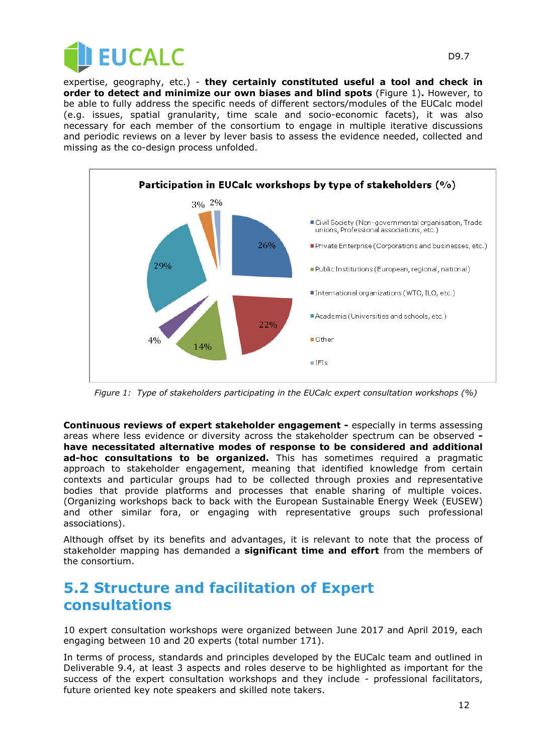expertise, geography, etc.) - **they certainly constituted useful a tool and check in order to detect and minimize our own biases and blind spots** (Figure 1)**.** However, to be able to fully address the specific needs of different sectors/modules of the EUCalc model (e.g. issues, spatial granularity, time scale and socio-economic facets), it was also necessary for each member of the consortium to engage in multiple iterative discussions and periodic reviews on a lever by lever basis to assess the evidence needed, collected and missing as the co-design process unfolded.

**Participation in EUCalc workshops by type of stakeholders (%)**

| Type of stakeholder | % |
|---|---|
| Civil Society (Non-governmental organisation, Trade unions, Professional associations, etc.) | 26% |
| Private Enterprise (Corporations and businesses, etc.) | 22% |
| Public Institutions (European, regional, national) | 14% |
| International organizations (WTO, ILO, etc.) | 4% |
| Academia (Universities and schools, etc.) | 29% |
| Other | 3% |
| IFIs | 2% |

*Figure 1: Type of stakeholders participating in the EUCalc expert consultation workshops (%)*

**Continuous reviews of expert stakeholder engagement -** especially in terms assessing areas where less evidence or diversity across the stakeholder spectrum can be observed **- have necessitated alternative modes of response to be considered and additional ad-hoc consultations to be organized.** This has sometimes required a pragmatic approach to stakeholder engagement, meaning that identified knowledge from certain contexts and particular groups had to be collected through proxies and representative bodies that provide platforms and processes that enable sharing of multiple voices. (Organizing workshops back to back with the European Sustainable Energy Week (EUSEW) and other similar fora, or engaging with representative groups such professional associations).

Although offset by its benefits and advantages, it is relevant to note that the process of stakeholder mapping has demanded a **significant time and effort** from the members of the consortium.

## 5.2 Structure and facilitation of Expert consultations

10 expert consultation workshops were organized between June 2017 and April 2019, each engaging between 10 and 20 experts (total number 171).

In terms of process, standards and principles developed by the EUCalc team and outlined in Deliverable 9.4, at least 3 aspects and roles deserve to be highlighted as important for the success of the expert consultation workshops and they include - professional facilitators, future oriented key note speakers and skilled note takers.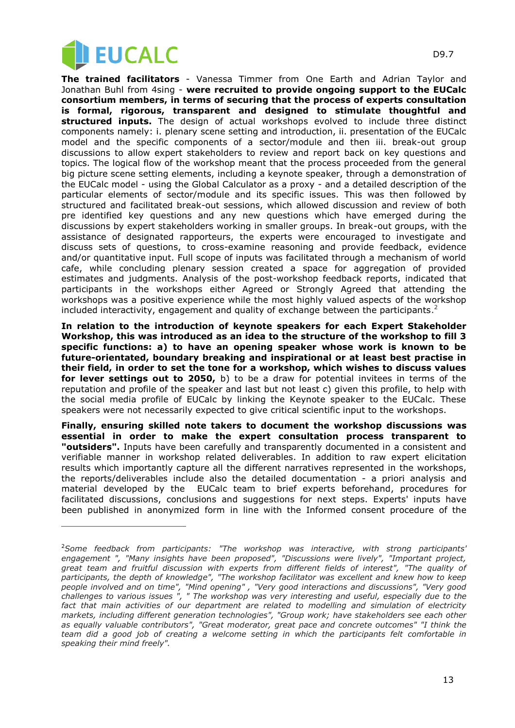**The trained facilitators** - Vanessa Timmer from One Earth and Adrian Taylor and Jonathan Buhl from 4sing - **were recruited to provide ongoing support to the EUCalc consortium members, in terms of securing that the process of experts consultation is formal, rigorous, transparent and designed to stimulate thoughtful and structured inputs.** The design of actual workshops evolved to include three distinct components namely: i. plenary scene setting and introduction, ii. presentation of the EUCalc model and the specific components of a sector/module and then iii. break-out group discussions to allow expert stakeholders to review and report back on key questions and topics. The logical flow of the workshop meant that the process proceeded from the general big picture scene setting elements, including a keynote speaker, through a demonstration of the EUCalc model - using the Global Calculator as a proxy - and a detailed description of the particular elements of sector/module and its specific issues. This was then followed by structured and facilitated break-out sessions, which allowed discussion and review of both pre identified key questions and any new questions which have emerged during the discussions by expert stakeholders working in smaller groups. In break-out groups, with the assistance of designated rapporteurs, the experts were encouraged to investigate and discuss sets of questions, to cross-examine reasoning and provide feedback, evidence and/or quantitative input. Full scope of inputs was facilitated through a mechanism of world cafe, while concluding plenary session created a space for aggregation of provided estimates and judgments. Analysis of the post-workshop feedback reports, indicated that participants in the workshops either Agreed or Strongly Agreed that attending the workshops was a positive experience while the most highly valued aspects of the workshop included interactivity, engagement and quality of exchange between the participants.[2]

**In relation to the introduction of keynote speakers for each Expert Stakeholder Workshop, this was introduced as an idea to the structure of the workshop to fill 3 specific functions: a) to have an opening speaker whose work is known to be future-orientated, boundary breaking and inspirational or at least best practise in their field, in order to set the tone for a workshop, which wishes to discuss values for lever settings out to 2050,** b) to be a draw for potential invitees in terms of the reputation and profile of the speaker and last but not least c) given this profile, to help with the social media profile of EUCalc by linking the Keynote speaker to the EUCalc. These speakers were not necessarily expected to give critical scientific input to the workshops.

**Finally, ensuring skilled note takers to document the workshop discussions was essential in order to make the expert consultation process transparent to "outsiders".** Inputs have been carefully and transparently documented in a consistent and verifiable manner in workshop related deliverables. In addition to raw expert elicitation results which importantly capture all the different narratives represented in the workshops, the reports/deliverables include also the detailed documentation - a priori analysis and material developed by the EUCalc team to brief experts beforehand, procedures for facilitated discussions, conclusions and suggestions for next steps. Experts' inputs have been published in anonymized form in line with the Informed consent procedure of the

---

[2] *Some feedback from participants: "The workshop was interactive, with strong participants' engagement ", "Many insights have been proposed", "Discussions were lively", "Important project, great team and fruitful discussion with experts from different fields of interest", "The quality of participants, the depth of knowledge", "The workshop facilitator was excellent and knew how to keep people involved and on time", "Mind opening" , "Very good interactions and discussions", "Very good challenges to various issues ", " The workshop was very interesting and useful, especially due to the fact that main activities of our department are related to modelling and simulation of electricity markets, including different generation technologies", "Group work; have stakeholders see each other as equally valuable contributors", "Great moderator, great pace and concrete outcomes" "I think the team did a good job of creating a welcome setting in which the participants felt comfortable in speaking their mind freely".*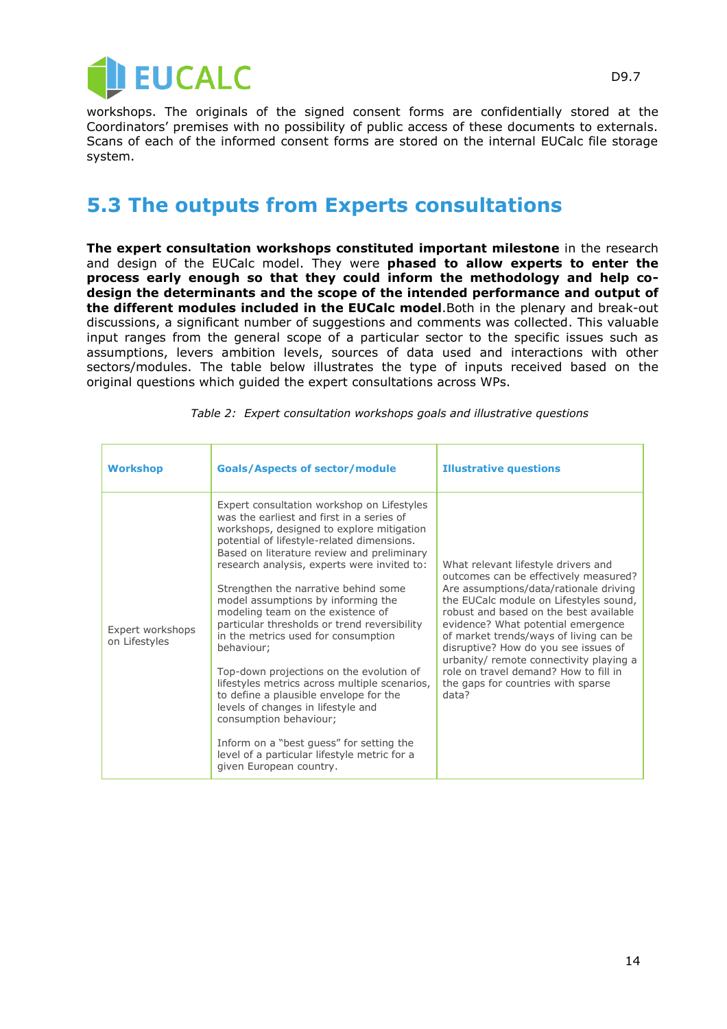workshops. The originals of the signed consent forms are confidentially stored at the Coordinators' premises with no possibility of public access of these documents to externals. Scans of each of the informed consent forms are stored on the internal EUCalc file storage system.

## 5.3 The outputs from Experts consultations

**The expert consultation workshops constituted important milestone** in the research and design of the EUCalc model. They were **phased to allow experts to enter the process early enough so that they could inform the methodology and help co-design the determinants and the scope of the intended performance and output of the different modules included in the EUCalc model**.Both in the plenary and break-out discussions, a significant number of suggestions and comments was collected. This valuable input ranges from the general scope of a particular sector to the specific issues such as assumptions, levers ambition levels, sources of data used and interactions with other sectors/modules. The table below illustrates the type of inputs received based on the original questions which guided the expert consultations across WPs.

*Table 2: Expert consultation workshops goals and illustrative questions*

| Workshop | Goals/Aspects of sector/module | Illustrative questions |
|---|---|---|
| Expert workshops on Lifestyles | Expert consultation workshop on Lifestyles was the earliest and first in a series of workshops, designed to explore mitigation potential of lifestyle-related dimensions. Based on literature review and preliminary research analysis, experts were invited to:<br><br>Strengthen the narrative behind some model assumptions by informing the modeling team on the existence of particular thresholds or trend reversibility in the metrics used for consumption behaviour;<br><br>Top-down projections on the evolution of lifestyles metrics across multiple scenarios, to define a plausible envelope for the levels of changes in lifestyle and consumption behaviour;<br><br>Inform on a "best guess" for setting the level of a particular lifestyle metric for a given European country. | What relevant lifestyle drivers and outcomes can be effectively measured? Are assumptions/data/rationale driving the EUCalc module on Lifestyles sound, robust and based on the best available evidence? What potential emergence of market trends/ways of living can be disruptive? How do you see issues of urbanity/ remote connectivity playing a role on travel demand? How to fill in the gaps for countries with sparse data? |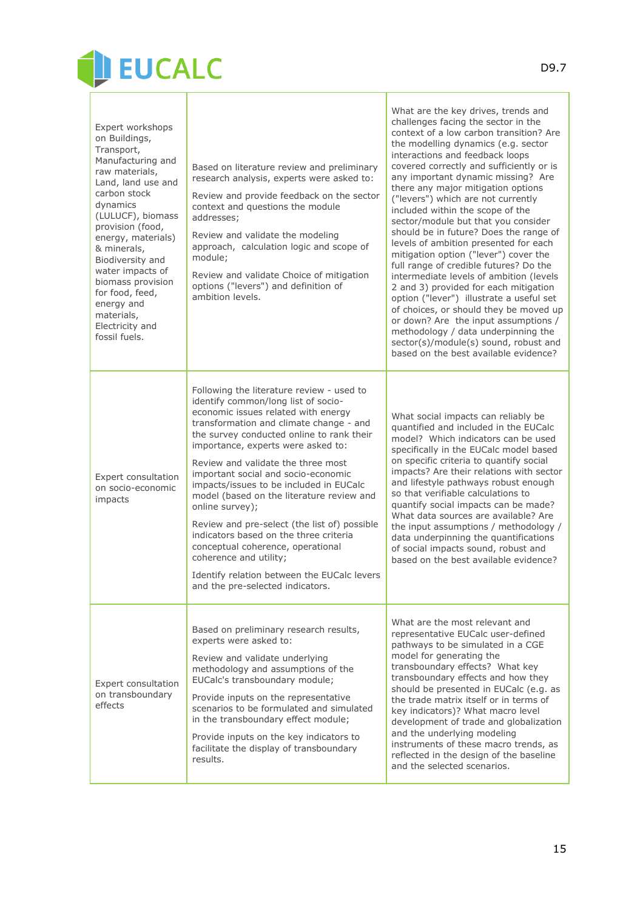| | | |
|---|---|---|
| Expert workshops on Buildings, Transport, Manufacturing and raw materials, Land, land use and carbon stock dynamics (LULUCF), biomass provision (food, energy, materials) & minerals, Biodiversity and water impacts of biomass provision for food, feed, energy and materials, Electricity and fossil fuels. | Based on literature review and preliminary research analysis, experts were asked to:<br><br>Review and provide feedback on the sector context and questions the module addresses;<br><br>Review and validate the modeling approach, calculation logic and scope of module;<br><br>Review and validate Choice of mitigation options ("levers") and definition of ambition levels. | What are the key drives, trends and challenges facing the sector in the context of a low carbon transition? Are the modelling dynamics (e.g. sector interactions and feedback loops covered correctly and sufficiently or is any important dynamic missing? Are there any major mitigation options ("levers") which are not currently included within the scope of the sector/module but that you consider should be in future? Does the range of levels of ambition presented for each mitigation option ("lever") cover the full range of credible futures? Do the intermediate levels of ambition (levels 2 and 3) provided for each mitigation option ("lever") illustrate a useful set of choices, or should they be moved up or down? Are the input assumptions / methodology / data underpinning the sector(s)/module(s) sound, robust and based on the best available evidence? |
| Expert consultation on socio-economic impacts | Following the literature review - used to identify common/long list of socio-economic issues related with energy transformation and climate change - and the survey conducted online to rank their importance, experts were asked to:<br><br>Review and validate the three most important social and socio-economic impacts/issues to be included in EUCalc model (based on the literature review and online survey);<br><br>Review and pre-select (the list of) possible indicators based on the three criteria conceptual coherence, operational coherence and utility;<br><br>Identify relation between the EUCalc levers and the pre-selected indicators. | What social impacts can reliably be quantified and included in the EUCalc model? Which indicators can be used specifically in the EUCalc model based on specific criteria to quantify social impacts? Are their relations with sector and lifestyle pathways robust enough so that verifiable calculations to quantify social impacts can be made? What data sources are available? Are the input assumptions / methodology / data underpinning the quantifications of social impacts sound, robust and based on the best available evidence? |
| Expert consultation on transboundary effects | Based on preliminary research results, experts were asked to:<br><br>Review and validate underlying methodology and assumptions of the EUCalc's transboundary module;<br><br>Provide inputs on the representative scenarios to be formulated and simulated in the transboundary effect module;<br><br>Provide inputs on the key indicators to facilitate the display of transboundary results. | What are the most relevant and representative EUCalc user-defined pathways to be simulated in a CGE model for generating the transboundary effects? What key transboundary effects and how they should be presented in EUCalc (e.g. as the trade matrix itself or in terms of key indicators)? What macro level development of trade and globalization and the underlying modeling instruments of these macro trends, as reflected in the design of the baseline and the selected scenarios. |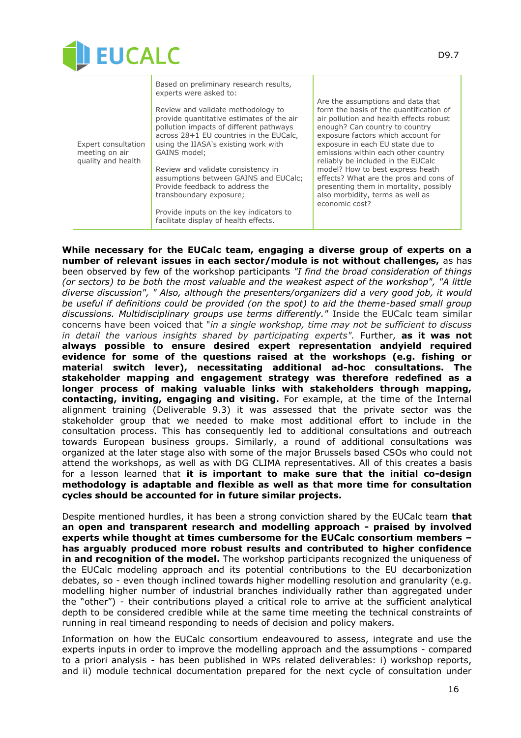| Expert consultation meeting on air quality and health | Based on preliminary research results, experts were asked to:<br><br>Review and validate methodology to provide quantitative estimates of the air pollution impacts of different pathways across 28+1 EU countries in the EUCalc, using the IIASA's existing work with GAINS model;<br><br>Review and validate consistency in assumptions between GAINS and EUCalc; Provide feedback to address the transboundary exposure;<br><br>Provide inputs on the key indicators to facilitate display of health effects. | Are the assumptions and data that form the basis of the quantification of air pollution and health effects robust enough? Can country to country exposure factors which account for exposure in each EU state due to emissions within each other country reliably be included in the EUCalc model? How to best express heath effects? What are the pros and cons of presenting them in mortality, possibly also morbidity, terms as well as economic cost? |
|---|---|---|

**While necessary for the EUCalc team, engaging a diverse group of experts on a number of relevant issues in each sector/module is not without challenges,** as has been observed by few of the workshop participants *"I find the broad consideration of things (or sectors) to be both the most valuable and the weakest aspect of the workshop", "A little diverse discussion", " Also, although the presenters/organizers did a very good job, it would be useful if definitions could be provided (on the spot) to aid the theme-based small group discussions. Multidisciplinary groups use terms differently."* Inside the EUCalc team similar concerns have been voiced that "*in a single workshop, time may not be sufficient to discuss in detail the various insights shared by participating experts".* Further, **as it was not always possible to ensure desired expert representation andyield required evidence for some of the questions raised at the workshops (e.g. fishing or material switch lever), necessitating additional ad-hoc consultations. The stakeholder mapping and engagement strategy was therefore redefined as a longer process of making valuable links with stakeholders through mapping, contacting, inviting, engaging and visiting.** For example, at the time of the Internal alignment training (Deliverable 9.3) it was assessed that the private sector was the stakeholder group that we needed to make most additional effort to include in the consultation process. This has consequently led to additional consultations and outreach towards European business groups. Similarly, a round of additional consultations was organized at the later stage also with some of the major Brussels based CSOs who could not attend the workshops, as well as with DG CLIMA representatives. All of this creates a basis for a lesson learned that **it is important to make sure that the initial co-design methodology is adaptable and flexible as well as that more time for consultation cycles should be accounted for in future similar projects.**

Despite mentioned hurdles, it has been a strong conviction shared by the EUCalc team **that an open and transparent research and modelling approach - praised by involved experts while thought at times cumbersome for the EUCalc consortium members – has arguably produced more robust results and contributed to higher confidence in and recognition of the model.** The workshop participants recognized the uniqueness of the EUCalc modeling approach and its potential contributions to the EU decarbonization debates, so - even though inclined towards higher modelling resolution and granularity (e.g. modelling higher number of industrial branches individually rather than aggregated under the "other") - their contributions played a critical role to arrive at the sufficient analytical depth to be considered credible while at the same time meeting the technical constraints of running in real timeand responding to needs of decision and policy makers.

Information on how the EUCalc consortium endeavoured to assess, integrate and use the experts inputs in order to improve the modelling approach and the assumptions - compared to a priori analysis - has been published in WPs related deliverables: i) workshop reports, and ii) module technical documentation prepared for the next cycle of consultation under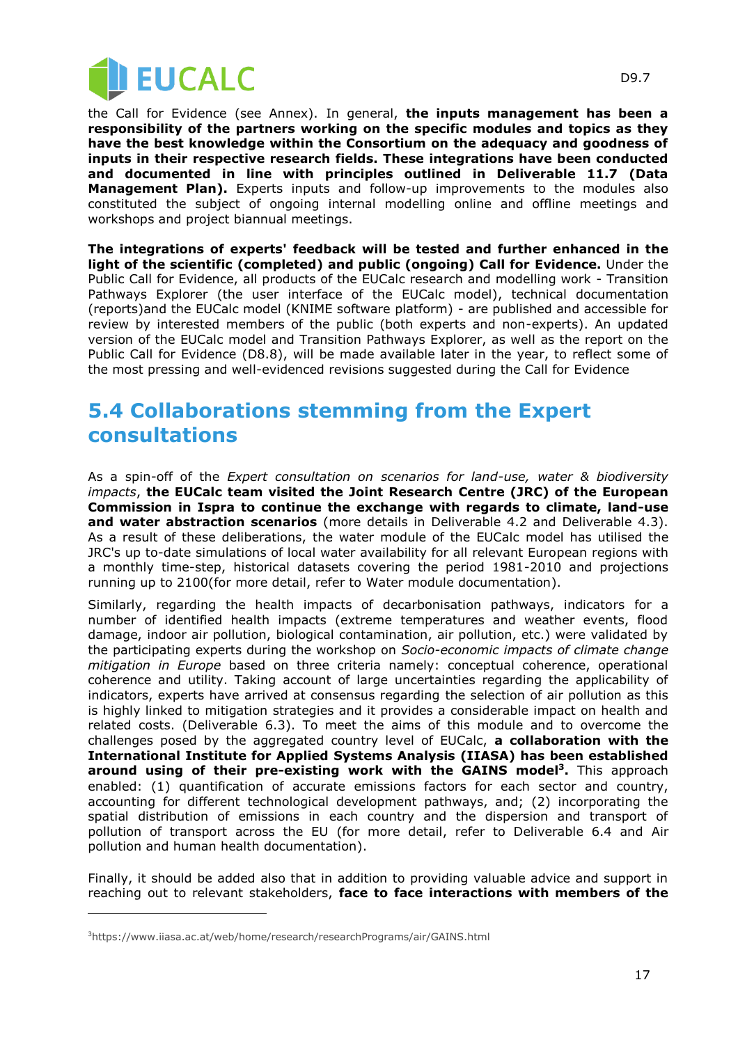the Call for Evidence (see Annex). In general, **the inputs management has been a responsibility of the partners working on the specific modules and topics as they have the best knowledge within the Consortium on the adequacy and goodness of inputs in their respective research fields. These integrations have been conducted and documented in line with principles outlined in Deliverable 11.7 (Data Management Plan).** Experts inputs and follow-up improvements to the modules also constituted the subject of ongoing internal modelling online and offline meetings and workshops and project biannual meetings.

**The integrations of experts' feedback will be tested and further enhanced in the light of the scientific (completed) and public (ongoing) Call for Evidence.** Under the Public Call for Evidence, all products of the EUCalc research and modelling work - Transition Pathways Explorer (the user interface of the EUCalc model), technical documentation (reports)and the EUCalc model (KNIME software platform) - are published and accessible for review by interested members of the public (both experts and non-experts). An updated version of the EUCalc model and Transition Pathways Explorer, as well as the report on the Public Call for Evidence (D8.8), will be made available later in the year, to reflect some of the most pressing and well-evidenced revisions suggested during the Call for Evidence

## 5.4 Collaborations stemming from the Expert consultations

As a spin-off of the *Expert consultation on scenarios for land-use, water & biodiversity impacts*, **the EUCalc team visited the Joint Research Centre (JRC) of the European Commission in Ispra to continue the exchange with regards to climate, land-use and water abstraction scenarios** (more details in Deliverable 4.2 and Deliverable 4.3). As a result of these deliberations, the water module of the EUCalc model has utilised the JRC's up to-date simulations of local water availability for all relevant European regions with a monthly time-step, historical datasets covering the period 1981-2010 and projections running up to 2100(for more detail, refer to Water module documentation).

Similarly, regarding the health impacts of decarbonisation pathways, indicators for a number of identified health impacts (extreme temperatures and weather events, flood damage, indoor air pollution, biological contamination, air pollution, etc.) were validated by the participating experts during the workshop on *Socio-economic impacts of climate change mitigation in Europe* based on three criteria namely: conceptual coherence, operational coherence and utility. Taking account of large uncertainties regarding the applicability of indicators, experts have arrived at consensus regarding the selection of air pollution as this is highly linked to mitigation strategies and it provides a considerable impact on health and related costs. (Deliverable 6.3). To meet the aims of this module and to overcome the challenges posed by the aggregated country level of EUCalc, **a collaboration with the International Institute for Applied Systems Analysis (IIASA) has been established around using of their pre-existing work with the GAINS model[3].** This approach enabled: (1) quantification of accurate emissions factors for each sector and country, accounting for different technological development pathways, and; (2) incorporating the spatial distribution of emissions in each country and the dispersion and transport of pollution of transport across the EU (for more detail, refer to Deliverable 6.4 and Air pollution and human health documentation).

Finally, it should be added also that in addition to providing valuable advice and support in reaching out to relevant stakeholders, **face to face interactions with members of the**

[3] https://www.iiasa.ac.at/web/home/research/researchPrograms/air/GAINS.html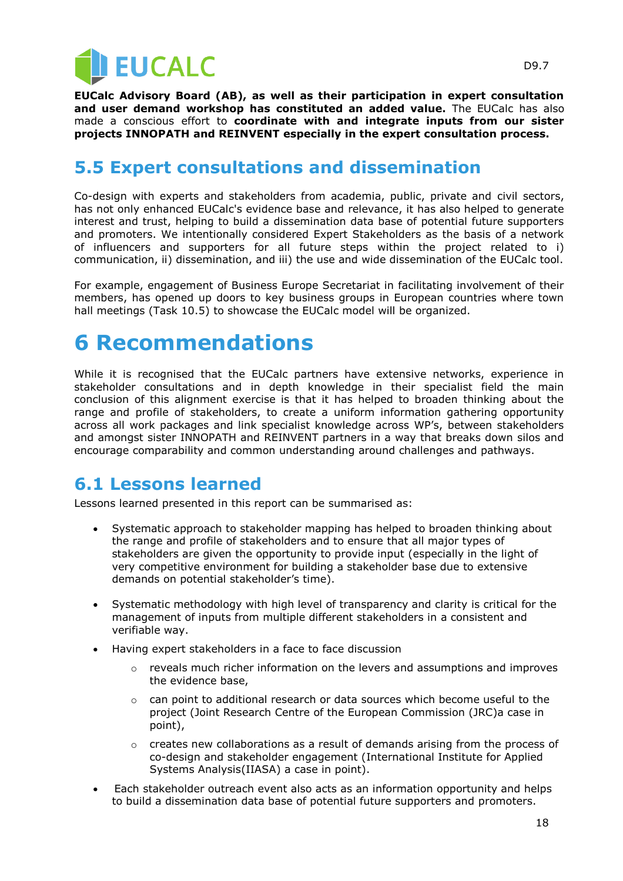**EUCalc Advisory Board (AB), as well as their participation in expert consultation and user demand workshop has constituted an added value.** The EUCalc has also made a conscious effort to **coordinate with and integrate inputs from our sister projects INNOPATH and REINVENT especially in the expert consultation process.**

## 5.5 Expert consultations and dissemination

Co-design with experts and stakeholders from academia, public, private and civil sectors, has not only enhanced EUCalc's evidence base and relevance, it has also helped to generate interest and trust, helping to build a dissemination data base of potential future supporters and promoters. We intentionally considered Expert Stakeholders as the basis of a network of influencers and supporters for all future steps within the project related to i) communication, ii) dissemination, and iii) the use and wide dissemination of the EUCalc tool.

For example, engagement of Business Europe Secretariat in facilitating involvement of their members, has opened up doors to key business groups in European countries where town hall meetings (Task 10.5) to showcase the EUCalc model will be organized.

# 6 Recommendations

While it is recognised that the EUCalc partners have extensive networks, experience in stakeholder consultations and in depth knowledge in their specialist field the main conclusion of this alignment exercise is that it has helped to broaden thinking about the range and profile of stakeholders, to create a uniform information gathering opportunity across all work packages and link specialist knowledge across WP's, between stakeholders and amongst sister INNOPATH and REINVENT partners in a way that breaks down silos and encourage comparability and common understanding around challenges and pathways.

## 6.1 Lessons learned

Lessons learned presented in this report can be summarised as:

- Systematic approach to stakeholder mapping has helped to broaden thinking about the range and profile of stakeholders and to ensure that all major types of stakeholders are given the opportunity to provide input (especially in the light of very competitive environment for building a stakeholder base due to extensive demands on potential stakeholder's time).
- Systematic methodology with high level of transparency and clarity is critical for the management of inputs from multiple different stakeholders in a consistent and verifiable way.
- Having expert stakeholders in a face to face discussion
  - reveals much richer information on the levers and assumptions and improves the evidence base,
  - can point to additional research or data sources which become useful to the project (Joint Research Centre of the European Commission (JRC)a case in point),
  - creates new collaborations as a result of demands arising from the process of co-design and stakeholder engagement (International Institute for Applied Systems Analysis(IIASA) a case in point).
- Each stakeholder outreach event also acts as an information opportunity and helps to build a dissemination data base of potential future supporters and promoters.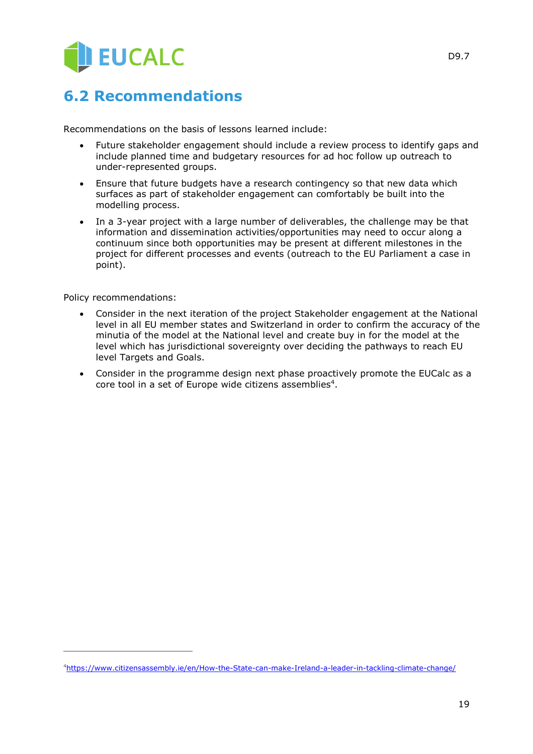## 6.2 Recommendations

Recommendations on the basis of lessons learned include:

- Future stakeholder engagement should include a review process to identify gaps and include planned time and budgetary resources for ad hoc follow up outreach to under-represented groups.
- Ensure that future budgets have a research contingency so that new data which surfaces as part of stakeholder engagement can comfortably be built into the modelling process.
- In a 3-year project with a large number of deliverables, the challenge may be that information and dissemination activities/opportunities may need to occur along a continuum since both opportunities may be present at different milestones in the project for different processes and events (outreach to the EU Parliament a case in point).

Policy recommendations:

- Consider in the next iteration of the project Stakeholder engagement at the National level in all EU member states and Switzerland in order to confirm the accuracy of the minutia of the model at the National level and create buy in for the model at the level which has jurisdictional sovereignty over deciding the pathways to reach EU level Targets and Goals.
- Consider in the programme design next phase proactively promote the EUCalc as a core tool in a set of Europe wide citizens assemblies[4].

[4]https://www.citizensassembly.ie/en/How-the-State-can-make-Ireland-a-leader-in-tackling-climate-change/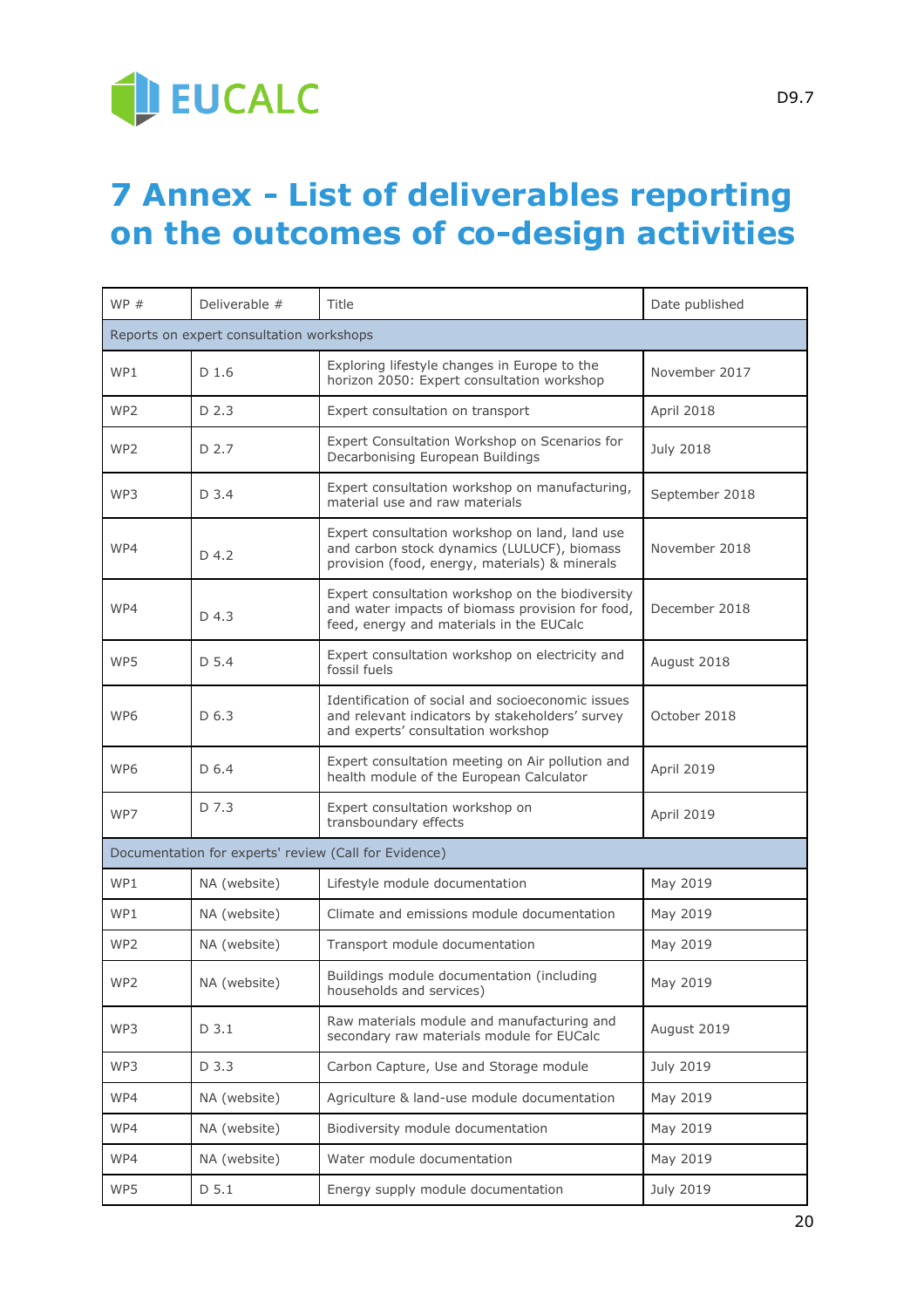# 7 Annex - List of deliverables reporting on the outcomes of co-design activities

| WP # | Deliverable # | Title | Date published |
|---|---|---|---|
| Reports on expert consultation workshops | | | |
| WP1 | D 1.6 | Exploring lifestyle changes in Europe to the horizon 2050: Expert consultation workshop | November 2017 |
| WP2 | D 2.3 | Expert consultation on transport | April 2018 |
| WP2 | D 2.7 | Expert Consultation Workshop on Scenarios for Decarbonising European Buildings | July 2018 |
| WP3 | D 3.4 | Expert consultation workshop on manufacturing, material use and raw materials | September 2018 |
| WP4 | D 4.2 | Expert consultation workshop on land, land use and carbon stock dynamics (LULUCF), biomass provision (food, energy, materials) & minerals | November 2018 |
| WP4 | D 4.3 | Expert consultation workshop on the biodiversity and water impacts of biomass provision for food, feed, energy and materials in the EUCalc | December 2018 |
| WP5 | D 5.4 | Expert consultation workshop on electricity and fossil fuels | August 2018 |
| WP6 | D 6.3 | Identification of social and socioeconomic issues and relevant indicators by stakeholders' survey and experts' consultation workshop | October 2018 |
| WP6 | D 6.4 | Expert consultation meeting on Air pollution and health module of the European Calculator | April 2019 |
| WP7 | D 7.3 | Expert consultation workshop on transboundary effects | April 2019 |
| Documentation for experts' review (Call for Evidence) | | | |
| WP1 | NA (website) | Lifestyle module documentation | May 2019 |
| WP1 | NA (website) | Climate and emissions module documentation | May 2019 |
| WP2 | NA (website) | Transport module documentation | May 2019 |
| WP2 | NA (website) | Buildings module documentation (including households and services) | May 2019 |
| WP3 | D 3.1 | Raw materials module and manufacturing and secondary raw materials module for EUCalc | August 2019 |
| WP3 | D 3.3 | Carbon Capture, Use and Storage module | July 2019 |
| WP4 | NA (website) | Agriculture & land-use module documentation | May 2019 |
| WP4 | NA (website) | Biodiversity module documentation | May 2019 |
| WP4 | NA (website) | Water module documentation | May 2019 |
| WP5 | D 5.1 | Energy supply module documentation | July 2019 |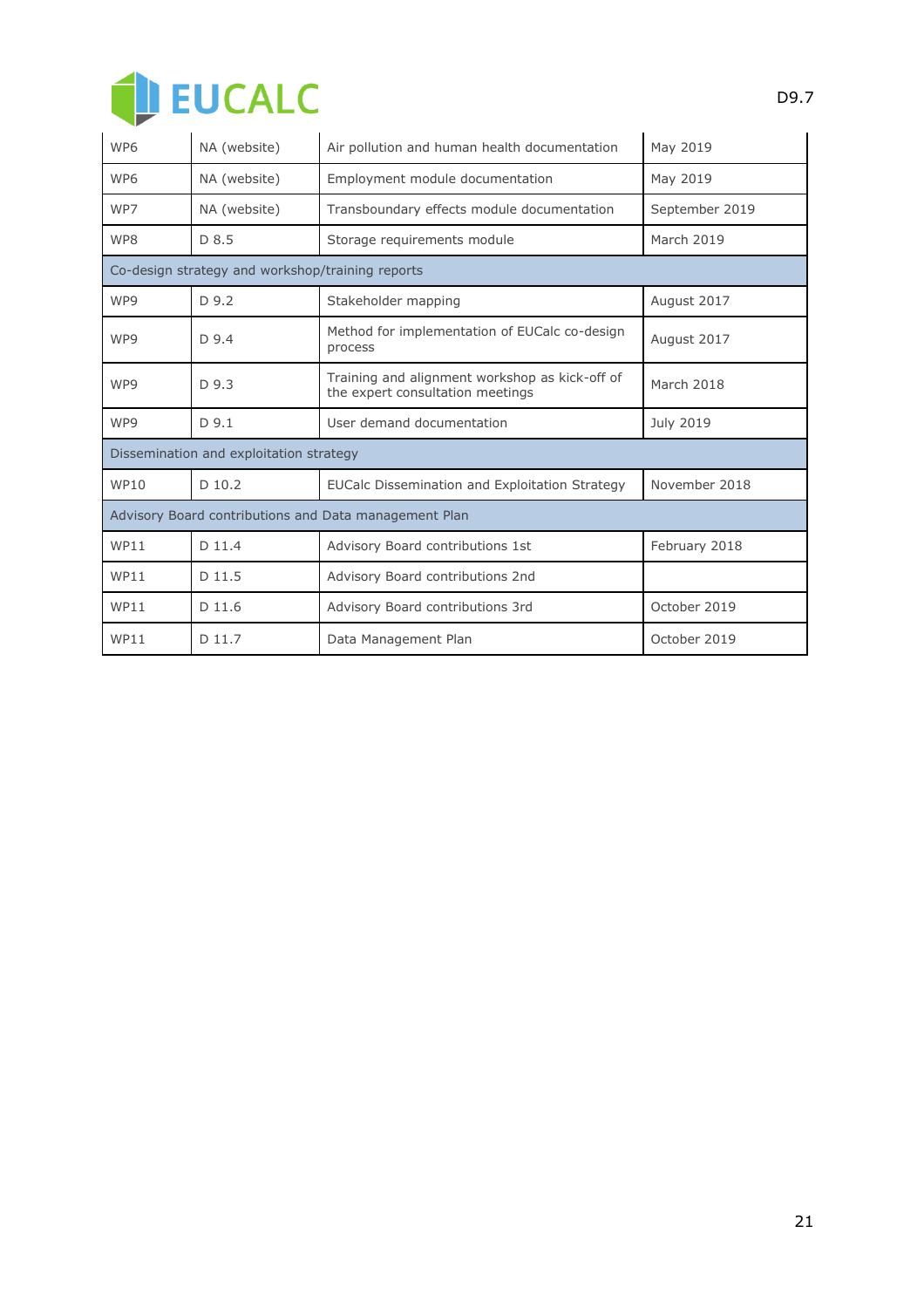| | | | |
|---|---|---|---|
| WP6 | NA (website) | Air pollution and human health documentation | May 2019 |
| WP6 | NA (website) | Employment module documentation | May 2019 |
| WP7 | NA (website) | Transboundary effects module documentation | September 2019 |
| WP8 | D 8.5 | Storage requirements module | March 2019 |
| Co-design strategy and workshop/training reports | | | |
| WP9 | D 9.2 | Stakeholder mapping | August 2017 |
| WP9 | D 9.4 | Method for implementation of EUCalc co-design process | August 2017 |
| WP9 | D 9.3 | Training and alignment workshop as kick-off of the expert consultation meetings | March 2018 |
| WP9 | D 9.1 | User demand documentation | July 2019 |
| Dissemination and exploitation strategy | | | |
| WP10 | D 10.2 | EUCalc Dissemination and Exploitation Strategy | November 2018 |
| Advisory Board contributions and Data management Plan | | | |
| WP11 | D 11.4 | Advisory Board contributions 1st | February 2018 |
| WP11 | D 11.5 | Advisory Board contributions 2nd | |
| WP11 | D 11.6 | Advisory Board contributions 3rd | October 2019 |
| WP11 | D 11.7 | Data Management Plan | October 2019 |